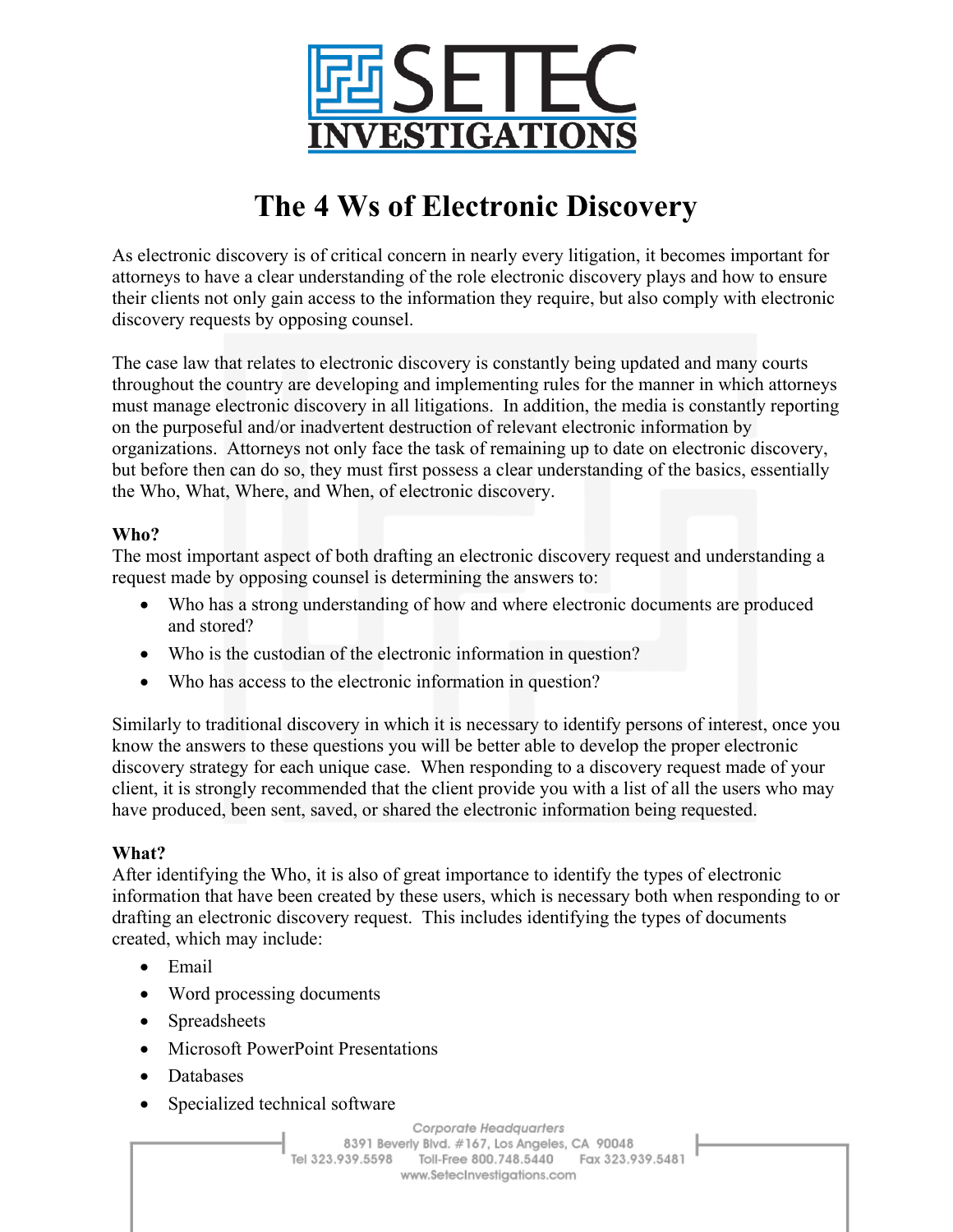# The 4 Ws of Electronic Discovery

As electronic discovery is of critical concern in nearly every litigation, it becomes important for attorneys to have a clear understanding of the role electronic discovery plays and how to ensure their clients not only gain access to the information they require, but also comply with electronic discovery requests by opposing counsel.

The case law that relates to electronic discovery is constantly being updated and many courts throughout the country are developing and implementing rules for the manner in which attorneys must manage electronic discovery in all litigations. In addition, the media is constantly reporting on the purposeful and/or inadvertent destruction of relevant electronic information by organizations. Attorneys not only face the task of remaining up to date on electronic discovery, but before then can do so, they must first possess a clear understanding of the basics, essentially the Who, What, Where, and When, of electronic discovery.

**Who?**

The most important aspect of both drafting an electronic discovery request and understanding a request made by opposing counsel is determining the answers to:

- Who has a strong understanding of how and where electronic documents are produced and stored?
- Who is the custodian of the electronic information in question?
- Who has access to the electronic information in question?

Similarly to traditional discovery in which it is necessary to identify persons of interest, once you know the answers to these questions you will be better able to develop the proper electronic discovery strategy for each unique case. When responding to a discovery request made of your client, it is strongly recommended that the client provide you with a list of all the users who may have produced, been sent, saved, or shared the electronic information being requested.

**What?**

After identifying the Who, it is also of great importance to identify the types of electronic information that have been created by these users, which is necessary both when responding to or drafting an electronic discovery request. This includes identifying the types of documents created, which may include:

- Email
- Word processing documents
- Spreadsheets
- Microsoft PowerPoint Presentations
- Databases
- Specialized technical software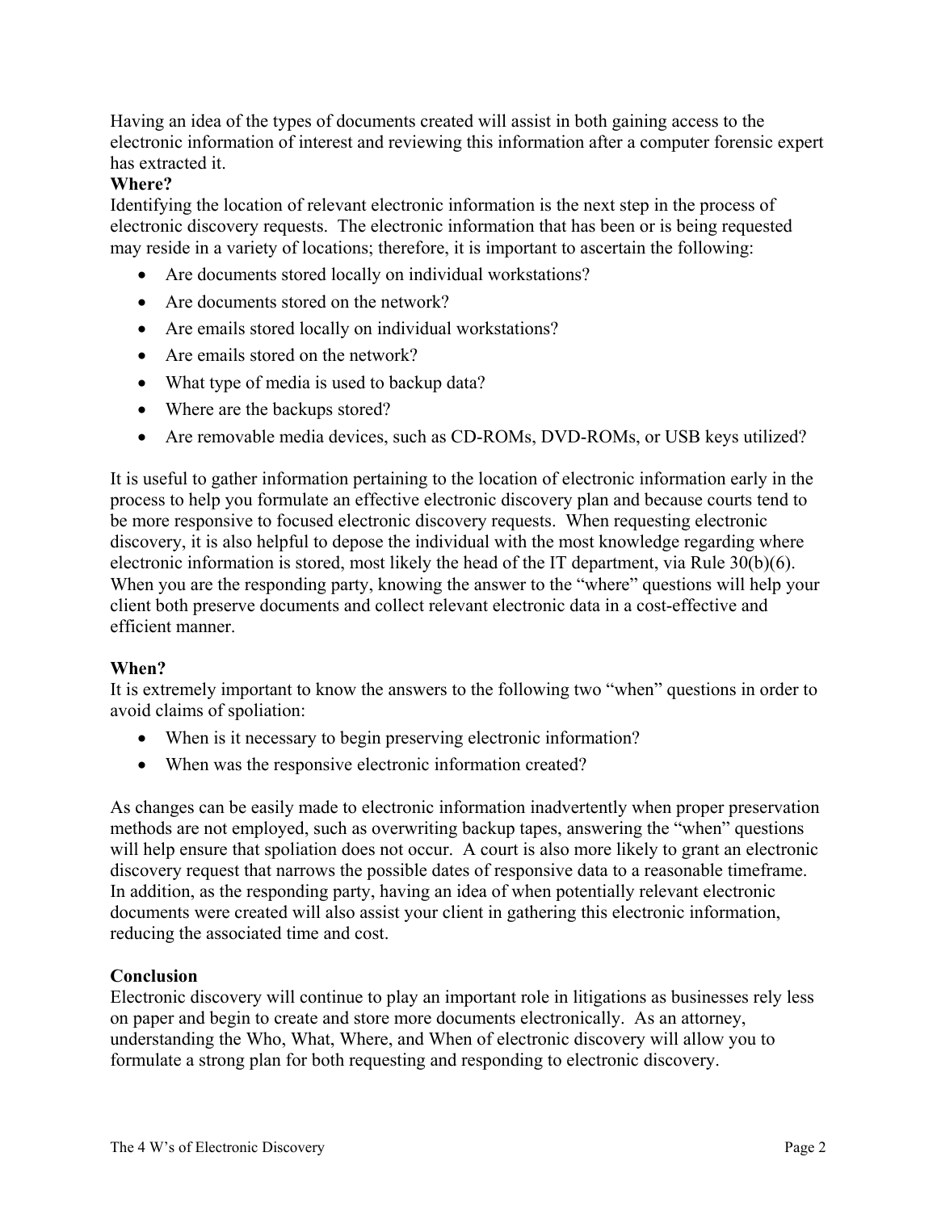Having an idea of the types of documents created will assist in both gaining access to the electronic information of interest and reviewing this information after a computer forensic expert has extracted it.

**Where?**

Identifying the location of relevant electronic information is the next step in the process of electronic discovery requests. The electronic information that has been or is being requested may reside in a variety of locations; therefore, it is important to ascertain the following:

- Are documents stored locally on individual workstations?
- Are documents stored on the network?
- Are emails stored locally on individual workstations?
- Are emails stored on the network?
- What type of media is used to backup data?
- Where are the backups stored?
- Are removable media devices, such as CD-ROMs, DVD-ROMs, or USB keys utilized?

It is useful to gather information pertaining to the location of electronic information early in the process to help you formulate an effective electronic discovery plan and because courts tend to be more responsive to focused electronic discovery requests. When requesting electronic discovery, it is also helpful to depose the individual with the most knowledge regarding where electronic information is stored, most likely the head of the IT department, via Rule 30(b)(6). When you are the responding party, knowing the answer to the "where" questions will help your client both preserve documents and collect relevant electronic data in a cost-effective and efficient manner.

**When?**

It is extremely important to know the answers to the following two "when" questions in order to avoid claims of spoliation:

- When is it necessary to begin preserving electronic information?
- When was the responsive electronic information created?

As changes can be easily made to electronic information inadvertently when proper preservation methods are not employed, such as overwriting backup tapes, answering the "when" questions will help ensure that spoliation does not occur. A court is also more likely to grant an electronic discovery request that narrows the possible dates of responsive data to a reasonable timeframe. In addition, as the responding party, having an idea of when potentially relevant electronic documents were created will also assist your client in gathering this electronic information, reducing the associated time and cost.

**Conclusion**

Electronic discovery will continue to play an important role in litigations as businesses rely less on paper and begin to create and store more documents electronically. As an attorney, understanding the Who, What, Where, and When of electronic discovery will allow you to formulate a strong plan for both requesting and responding to electronic discovery.